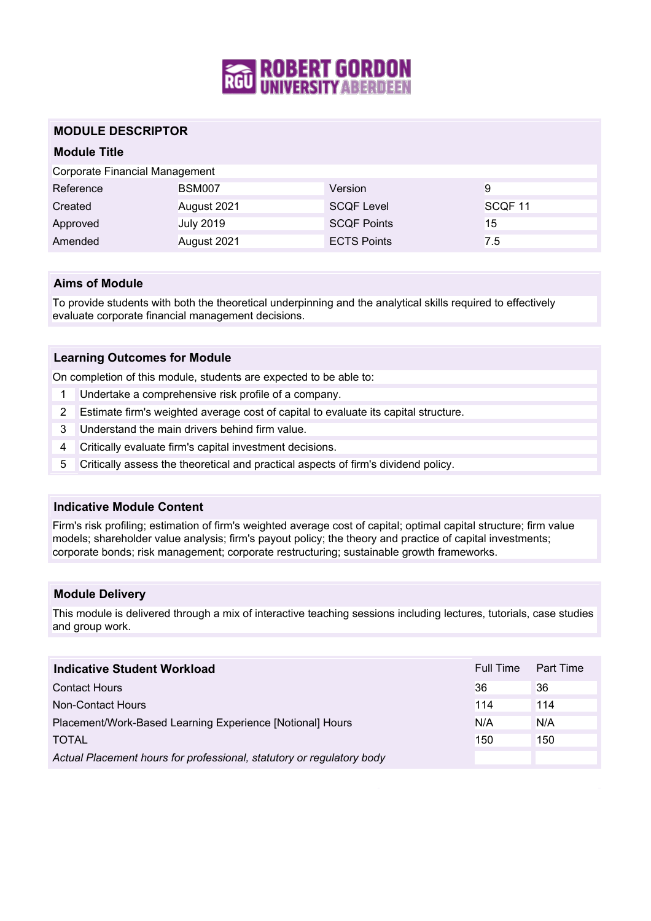# MODULE DESCRIPTOR

## Module Title

Corporate Financial Management

| | | | |
|---|---|---|---|
| Reference | BSM007 | Version | 9 |
| Created | August 2021 | SCQF Level | SCQF 11 |
| Approved | July 2019 | SCQF Points | 15 |
| Amended | August 2021 | ECTS Points | 7.5 |

## Aims of Module

To provide students with both the theoretical underpinning and the analytical skills required to effectively evaluate corporate financial management decisions.

## Learning Outcomes for Module

On completion of this module, students are expected to be able to:

1. Undertake a comprehensive risk profile of a company.
2. Estimate firm's weighted average cost of capital to evaluate its capital structure.
3. Understand the main drivers behind firm value.
4. Critically evaluate firm's capital investment decisions.
5. Critically assess the theoretical and practical aspects of firm's dividend policy.

## Indicative Module Content

Firm's risk profiling; estimation of firm's weighted average cost of capital; optimal capital structure; firm value models; shareholder value analysis; firm's payout policy; the theory and practice of capital investments; corporate bonds; risk management; corporate restructuring; sustainable growth frameworks.

## Module Delivery

This module is delivered through a mix of interactive teaching sessions including lectures, tutorials, case studies and group work.

| Indicative Student Workload | Full Time | Part Time |
|---|---|---|
| Contact Hours | 36 | 36 |
| Non-Contact Hours | 114 | 114 |
| Placement/Work-Based Learning Experience [Notional] Hours | N/A | N/A |
| TOTAL | 150 | 150 |
| *Actual Placement hours for professional, statutory or regulatory body* | | |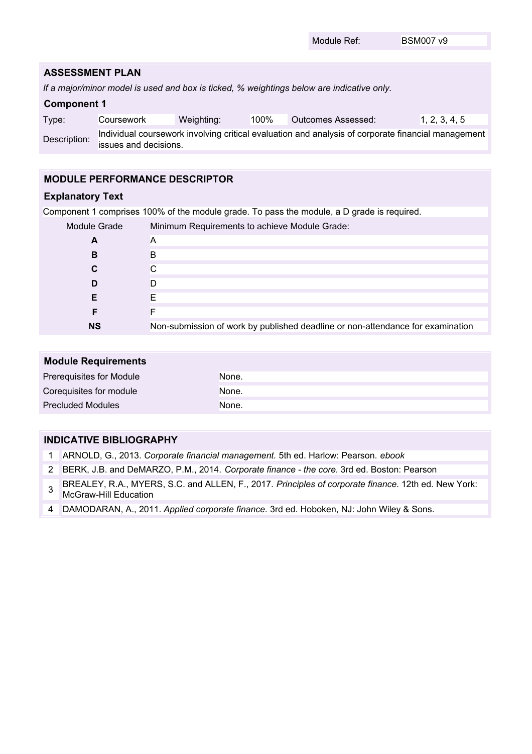| Module Ref: | BSM007 v9 |
|---|---|

## ASSESSMENT PLAN

*If a major/minor model is used and box is ticked, % weightings below are indicative only.*

### Component 1

| | | | | | |
|---|---|---|---|---|---|
| Type: | Coursework | Weighting: | 100% | Outcomes Assessed: | 1, 2, 3, 4, 5 |
| Description: | Individual coursework involving critical evaluation and analysis of corporate financial management issues and decisions. | | | | |

## MODULE PERFORMANCE DESCRIPTOR

### Explanatory Text

Component 1 comprises 100% of the module grade. To pass the module, a D grade is required.

| Module Grade | Minimum Requirements to achieve Module Grade: |
|---|---|
| **A** | A |
| **B** | B |
| **C** | C |
| **D** | D |
| **E** | E |
| **F** | F |
| **NS** | Non-submission of work by published deadline or non-attendance for examination |

## Module Requirements

| | |
|---|---|
| Prerequisites for Module | None. |
| Corequisites for module | None. |
| Precluded Modules | None. |

## INDICATIVE BIBLIOGRAPHY

1. ARNOLD, G., 2013. *Corporate financial management.* 5th ed. Harlow: Pearson. *ebook*
2. BERK, J.B. and DeMARZO, P.M., 2014. *Corporate finance - the core.* 3rd ed. Boston: Pearson
3. BREALEY, R.A., MYERS, S.C. and ALLEN, F., 2017. *Principles of corporate finance.* 12th ed. New York: McGraw-Hill Education
4. DAMODARAN, A., 2011. *Applied corporate finance.* 3rd ed. Hoboken, NJ: John Wiley & Sons.